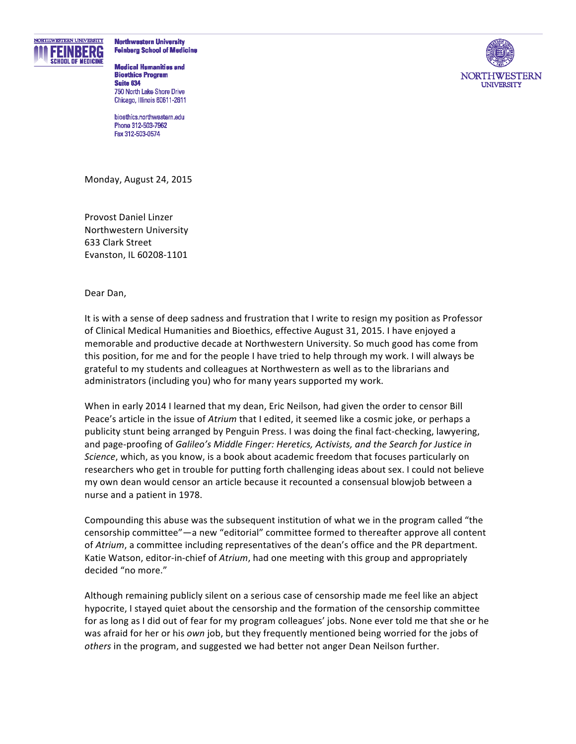Northwestern University
Feinberg School of Medicine

Medical Humanities and Bioethics Program
Suite 634
750 North Lake Shore Drive
Chicago, Illinois 60611-2611

bioethics.northwestern.edu
Phone 312-503-7962
Fax 312-503-0574

Monday, August 24, 2015

Provost Daniel Linzer
Northwestern University
633 Clark Street
Evanston, IL 60208-1101

Dear Dan,

It is with a sense of deep sadness and frustration that I write to resign my position as Professor of Clinical Medical Humanities and Bioethics, effective August 31, 2015. I have enjoyed a memorable and productive decade at Northwestern University. So much good has come from this position, for me and for the people I have tried to help through my work. I will always be grateful to my students and colleagues at Northwestern as well as to the librarians and administrators (including you) who for many years supported my work.

When in early 2014 I learned that my dean, Eric Neilson, had given the order to censor Bill Peace's article in the issue of *Atrium* that I edited, it seemed like a cosmic joke, or perhaps a publicity stunt being arranged by Penguin Press. I was doing the final fact-checking, lawyering, and page-proofing of *Galileo's Middle Finger: Heretics, Activists, and the Search for Justice in Science*, which, as you know, is a book about academic freedom that focuses particularly on researchers who get in trouble for putting forth challenging ideas about sex. I could not believe my own dean would censor an article because it recounted a consensual blowjob between a nurse and a patient in 1978.

Compounding this abuse was the subsequent institution of what we in the program called "the censorship committee"—a new "editorial" committee formed to thereafter approve all content of *Atrium*, a committee including representatives of the dean's office and the PR department. Katie Watson, editor-in-chief of *Atrium*, had one meeting with this group and appropriately decided "no more."

Although remaining publicly silent on a serious case of censorship made me feel like an abject hypocrite, I stayed quiet about the censorship and the formation of the censorship committee for as long as I did out of fear for my program colleagues' jobs. None ever told me that she or he was afraid for her or his *own* job, but they frequently mentioned being worried for the jobs of *others* in the program, and suggested we had better not anger Dean Neilson further.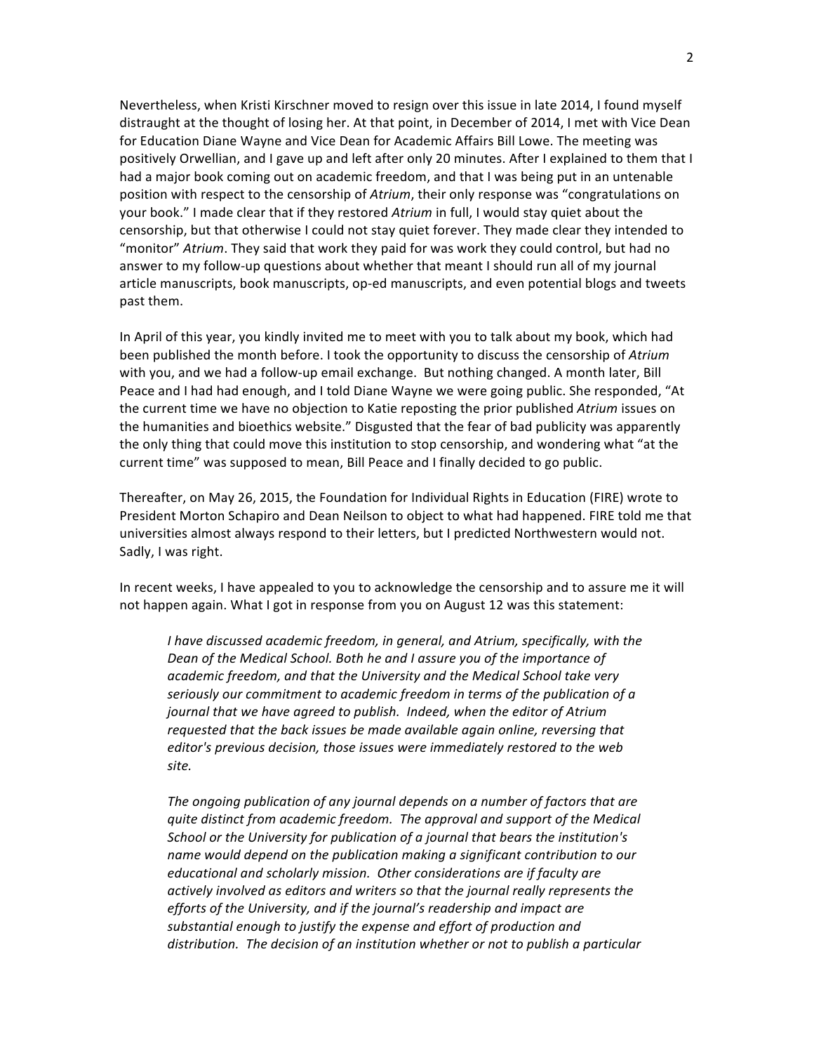Nevertheless, when Kristi Kirschner moved to resign over this issue in late 2014, I found myself distraught at the thought of losing her. At that point, in December of 2014, I met with Vice Dean for Education Diane Wayne and Vice Dean for Academic Affairs Bill Lowe. The meeting was positively Orwellian, and I gave up and left after only 20 minutes. After I explained to them that I had a major book coming out on academic freedom, and that I was being put in an untenable position with respect to the censorship of *Atrium*, their only response was "congratulations on your book." I made clear that if they restored *Atrium* in full, I would stay quiet about the censorship, but that otherwise I could not stay quiet forever. They made clear they intended to "monitor" *Atrium*. They said that work they paid for was work they could control, but had no answer to my follow-up questions about whether that meant I should run all of my journal article manuscripts, book manuscripts, op-ed manuscripts, and even potential blogs and tweets past them.

In April of this year, you kindly invited me to meet with you to talk about my book, which had been published the month before. I took the opportunity to discuss the censorship of *Atrium* with you, and we had a follow-up email exchange. But nothing changed. A month later, Bill Peace and I had had enough, and I told Diane Wayne we were going public. She responded, "At the current time we have no objection to Katie reposting the prior published *Atrium* issues on the humanities and bioethics website." Disgusted that the fear of bad publicity was apparently the only thing that could move this institution to stop censorship, and wondering what "at the current time" was supposed to mean, Bill Peace and I finally decided to go public.

Thereafter, on May 26, 2015, the Foundation for Individual Rights in Education (FIRE) wrote to President Morton Schapiro and Dean Neilson to object to what had happened. FIRE told me that universities almost always respond to their letters, but I predicted Northwestern would not. Sadly, I was right.

In recent weeks, I have appealed to you to acknowledge the censorship and to assure me it will not happen again. What I got in response from you on August 12 was this statement:

> *I have discussed academic freedom, in general, and Atrium, specifically, with the Dean of the Medical School. Both he and I assure you of the importance of academic freedom, and that the University and the Medical School take very seriously our commitment to academic freedom in terms of the publication of a journal that we have agreed to publish. Indeed, when the editor of Atrium requested that the back issues be made available again online, reversing that editor's previous decision, those issues were immediately restored to the web site.*
>
> *The ongoing publication of any journal depends on a number of factors that are quite distinct from academic freedom. The approval and support of the Medical School or the University for publication of a journal that bears the institution's name would depend on the publication making a significant contribution to our educational and scholarly mission. Other considerations are if faculty are actively involved as editors and writers so that the journal really represents the efforts of the University, and if the journal's readership and impact are substantial enough to justify the expense and effort of production and distribution. The decision of an institution whether or not to publish a particular*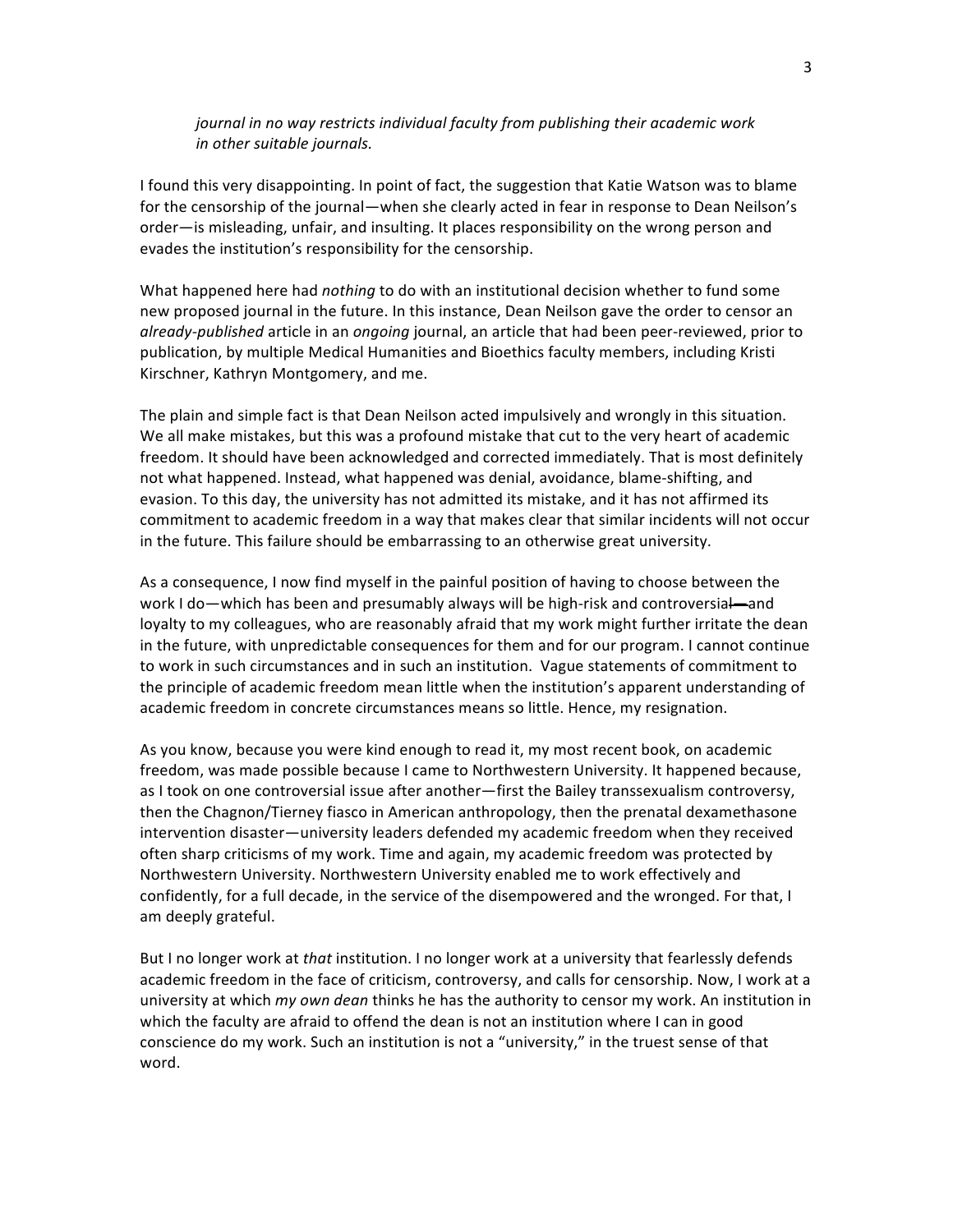*journal in no way restricts individual faculty from publishing their academic work in other suitable journals.*

I found this very disappointing. In point of fact, the suggestion that Katie Watson was to blame for the censorship of the journal—when she clearly acted in fear in response to Dean Neilson's order—is misleading, unfair, and insulting. It places responsibility on the wrong person and evades the institution's responsibility for the censorship.

What happened here had *nothing* to do with an institutional decision whether to fund some new proposed journal in the future. In this instance, Dean Neilson gave the order to censor an *already-published* article in an *ongoing* journal, an article that had been peer-reviewed, prior to publication, by multiple Medical Humanities and Bioethics faculty members, including Kristi Kirschner, Kathryn Montgomery, and me.

The plain and simple fact is that Dean Neilson acted impulsively and wrongly in this situation. We all make mistakes, but this was a profound mistake that cut to the very heart of academic freedom. It should have been acknowledged and corrected immediately. That is most definitely not what happened. Instead, what happened was denial, avoidance, blame-shifting, and evasion. To this day, the university has not admitted its mistake, and it has not affirmed its commitment to academic freedom in a way that makes clear that similar incidents will not occur in the future. This failure should be embarrassing to an otherwise great university.

As a consequence, I now find myself in the painful position of having to choose between the work I do—which has been and presumably always will be high-risk and controversial—and loyalty to my colleagues, who are reasonably afraid that my work might further irritate the dean in the future, with unpredictable consequences for them and for our program. I cannot continue to work in such circumstances and in such an institution. Vague statements of commitment to the principle of academic freedom mean little when the institution's apparent understanding of academic freedom in concrete circumstances means so little. Hence, my resignation.

As you know, because you were kind enough to read it, my most recent book, on academic freedom, was made possible because I came to Northwestern University. It happened because, as I took on one controversial issue after another—first the Bailey transsexualism controversy, then the Chagnon/Tierney fiasco in American anthropology, then the prenatal dexamethasone intervention disaster—university leaders defended my academic freedom when they received often sharp criticisms of my work. Time and again, my academic freedom was protected by Northwestern University. Northwestern University enabled me to work effectively and confidently, for a full decade, in the service of the disempowered and the wronged. For that, I am deeply grateful.

But I no longer work at *that* institution. I no longer work at a university that fearlessly defends academic freedom in the face of criticism, controversy, and calls for censorship. Now, I work at a university at which *my own dean* thinks he has the authority to censor my work. An institution in which the faculty are afraid to offend the dean is not an institution where I can in good conscience do my work. Such an institution is not a "university," in the truest sense of that word.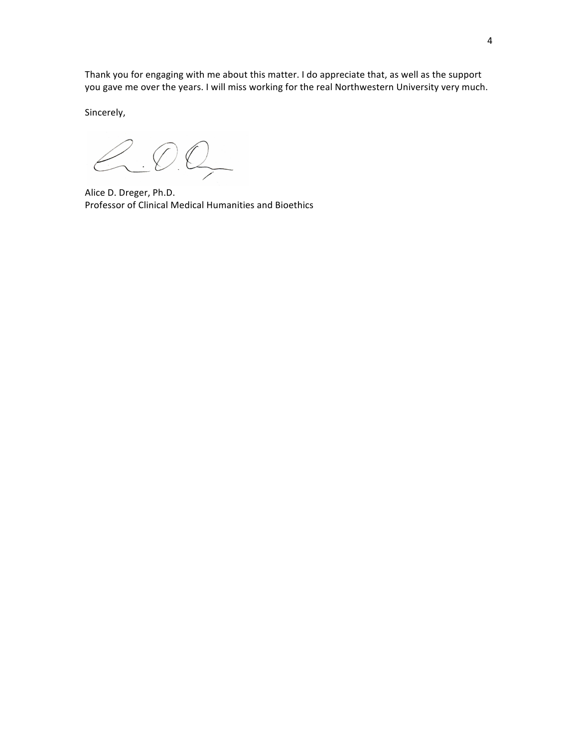Thank you for engaging with me about this matter. I do appreciate that, as well as the support you gave me over the years. I will miss working for the real Northwestern University very much.

Sincerely,

Alice D. Dreger, Ph.D.
Professor of Clinical Medical Humanities and Bioethics